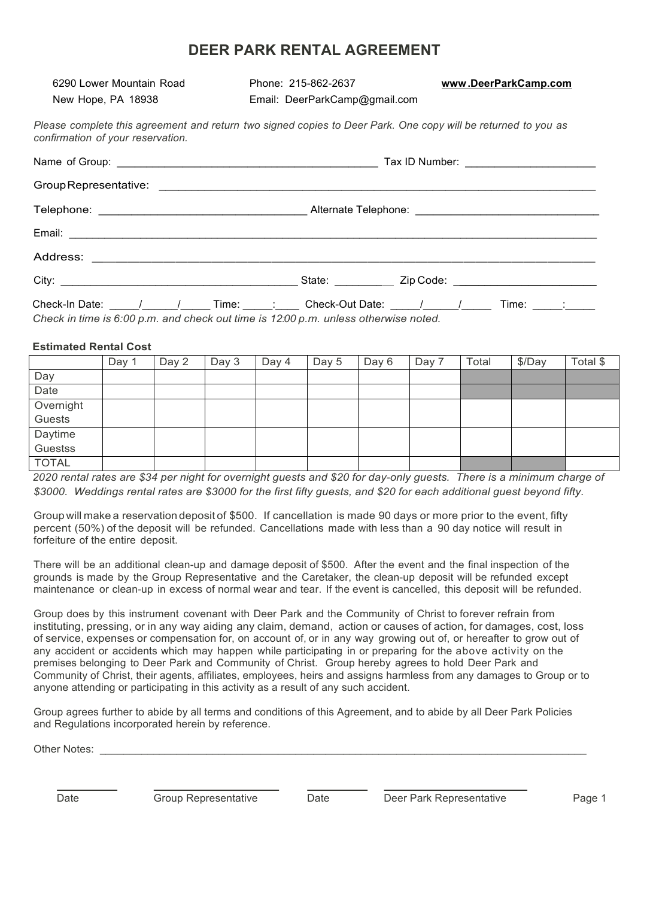# DEER PARK RENTAL AGREEMENT

6290 Lower Mountain Road
New Hope, PA 18938

Phone: 215-862-2637
Email: DeerParkCamp@gmail.com

**www.DeerParkCamp.com**

*Please complete this agreement and return two signed copies to Deer Park. One copy will be returned to you as confirmation of your reservation.*

Name of Group: ____________________________________________ Tax ID Number: ______________________

Group Representative: ______________________________________________________________________

Telephone: __________________________________ Alternate Telephone: _______________________________

Email: _________________________________________________________________________________

Address: _______________________________________________________________________________

City: ________________________________________ State: ___________ Zip Code: ________________________

Check-In Date: _____/______/_____ Time: _____:____ Check-Out Date: _____/______/_____ Time: _____:_____

*Check in time is 6:00 p.m. and check out time is 12:00 p.m. unless otherwise noted.*

**Estimated Rental Cost**

| | Day 1 | Day 2 | Day 3 | Day 4 | Day 5 | Day 6 | Day 7 | Total | $/Day | Total $ |
|---|---|---|---|---|---|---|---|---|---|---|
| Day | | | | | | | | | | |
| Date | | | | | | | | | | |
| Overnight Guests | | | | | | | | | | |
| Daytime Guestss | | | | | | | | | | |
| TOTAL | | | | | | | | | | |

*2020 rental rates are $34 per night for overnight guests and $20 for day-only guests. There is a minimum charge of $3000. Weddings rental rates are $3000 for the first fifty guests, and $20 for each additional guest beyond fifty.*

Group will make a reservation deposit of $500. If cancellation is made 90 days or more prior to the event, fifty percent (50%) of the deposit will be refunded. Cancellations made with less than a 90 day notice will result in forfeiture of the entire deposit.

There will be an additional clean-up and damage deposit of $500. After the event and the final inspection of the grounds is made by the Group Representative and the Caretaker, the clean-up deposit will be refunded except maintenance or clean-up in excess of normal wear and tear. If the event is cancelled, this deposit will be refunded.

Group does by this instrument covenant with Deer Park and the Community of Christ to forever refrain from instituting, pressing, or in any way aiding any claim, demand, action or causes of action, for damages, cost, loss of service, expenses or compensation for, on account of, or in any way growing out of, or hereafter to grow out of any accident or accidents which may happen while participating in or preparing for the above activity on the premises belonging to Deer Park and Community of Christ. Group hereby agrees to hold Deer Park and Community of Christ, their agents, affiliates, employees, heirs and assigns harmless from any damages to Group or to anyone attending or participating in this activity as a result of any such accident.

Group agrees further to abide by all terms and conditions of this Agreement, and to abide by all Deer Park Policies and Regulations incorporated herein by reference.

Other Notes: ____________________________________________________________________________

__________ Date &nbsp;&nbsp; ____________________ Group Representative &nbsp;&nbsp; __________ Date &nbsp;&nbsp; ____________________ Deer Park Representative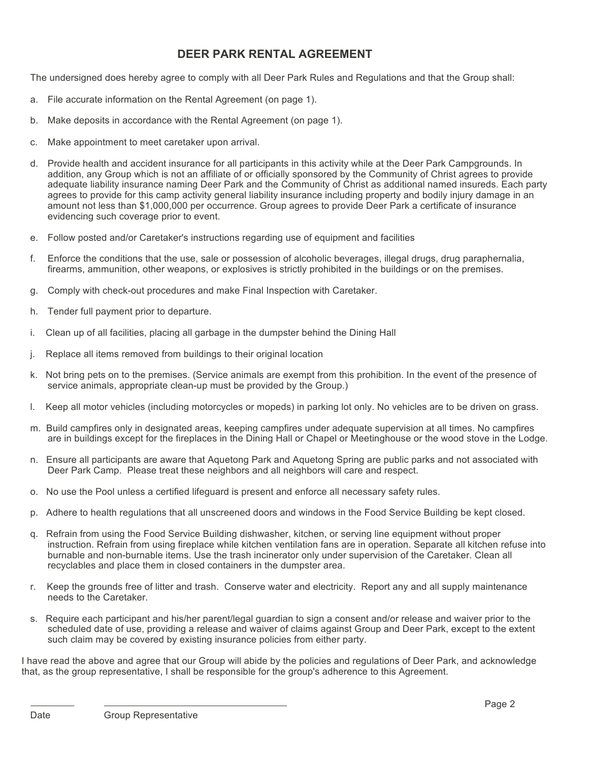# DEER PARK RENTAL AGREEMENT

The undersigned does hereby agree to comply with all Deer Park Rules and Regulations and that the Group shall:

a. File accurate information on the Rental Agreement (on page 1).

b. Make deposits in accordance with the Rental Agreement (on page 1).

c. Make appointment to meet caretaker upon arrival.

d. Provide health and accident insurance for all participants in this activity while at the Deer Park Campgrounds. In addition, any Group which is not an affiliate of or officially sponsored by the Community of Christ agrees to provide adequate liability insurance naming Deer Park and the Community of Christ as additional named insureds. Each party agrees to provide for this camp activity general liability insurance including property and bodily injury damage in an amount not less than $1,000,000 per occurrence. Group agrees to provide Deer Park a certificate of insurance evidencing such coverage prior to event.

e. Follow posted and/or Caretaker's instructions regarding use of equipment and facilities

f. Enforce the conditions that the use, sale or possession of alcoholic beverages, illegal drugs, drug paraphernalia, firearms, ammunition, other weapons, or explosives is strictly prohibited in the buildings or on the premises.

g. Comply with check-out procedures and make Final Inspection with Caretaker.

h. Tender full payment prior to departure.

i. Clean up of all facilities, placing all garbage in the dumpster behind the Dining Hall

j. Replace all items removed from buildings to their original location

k. Not bring pets on to the premises. (Service animals are exempt from this prohibition. In the event of the presence of service animals, appropriate clean-up must be provided by the Group.)

l. Keep all motor vehicles (including motorcycles or mopeds) in parking lot only. No vehicles are to be driven on grass.

m. Build campfires only in designated areas, keeping campfires under adequate supervision at all times. No campfires are in buildings except for the fireplaces in the Dining Hall or Chapel or Meetinghouse or the wood stove in the Lodge.

n. Ensure all participants are aware that Aquetong Park and Aquetong Spring are public parks and not associated with Deer Park Camp. Please treat these neighbors and all neighbors will care and respect.

o. No use the Pool unless a certified lifeguard is present and enforce all necessary safety rules.

p. Adhere to health regulations that all unscreened doors and windows in the Food Service Building be kept closed.

q. Refrain from using the Food Service Building dishwasher, kitchen, or serving line equipment without proper instruction. Refrain from using fireplace while kitchen ventilation fans are in operation. Separate all kitchen refuse into burnable and non-burnable items. Use the trash incinerator only under supervision of the Caretaker. Clean all recyclables and place them in closed containers in the dumpster area.

r. Keep the grounds free of litter and trash. Conserve water and electricity. Report any and all supply maintenance needs to the Caretaker.

s. Require each participant and his/her parent/legal guardian to sign a consent and/or release and waiver prior to the scheduled date of use, providing a release and waiver of claims against Group and Deer Park, except to the extent such claim may be covered by existing insurance policies from either party.

I have read the above and agree that our Group will abide by the policies and regulations of Deer Park, and acknowledge that, as the group representative, I shall be responsible for the group's adherence to this Agreement.

________ &nbsp;&nbsp;&nbsp;&nbsp; ________________________________

Date &nbsp;&nbsp;&nbsp;&nbsp; Group Representative